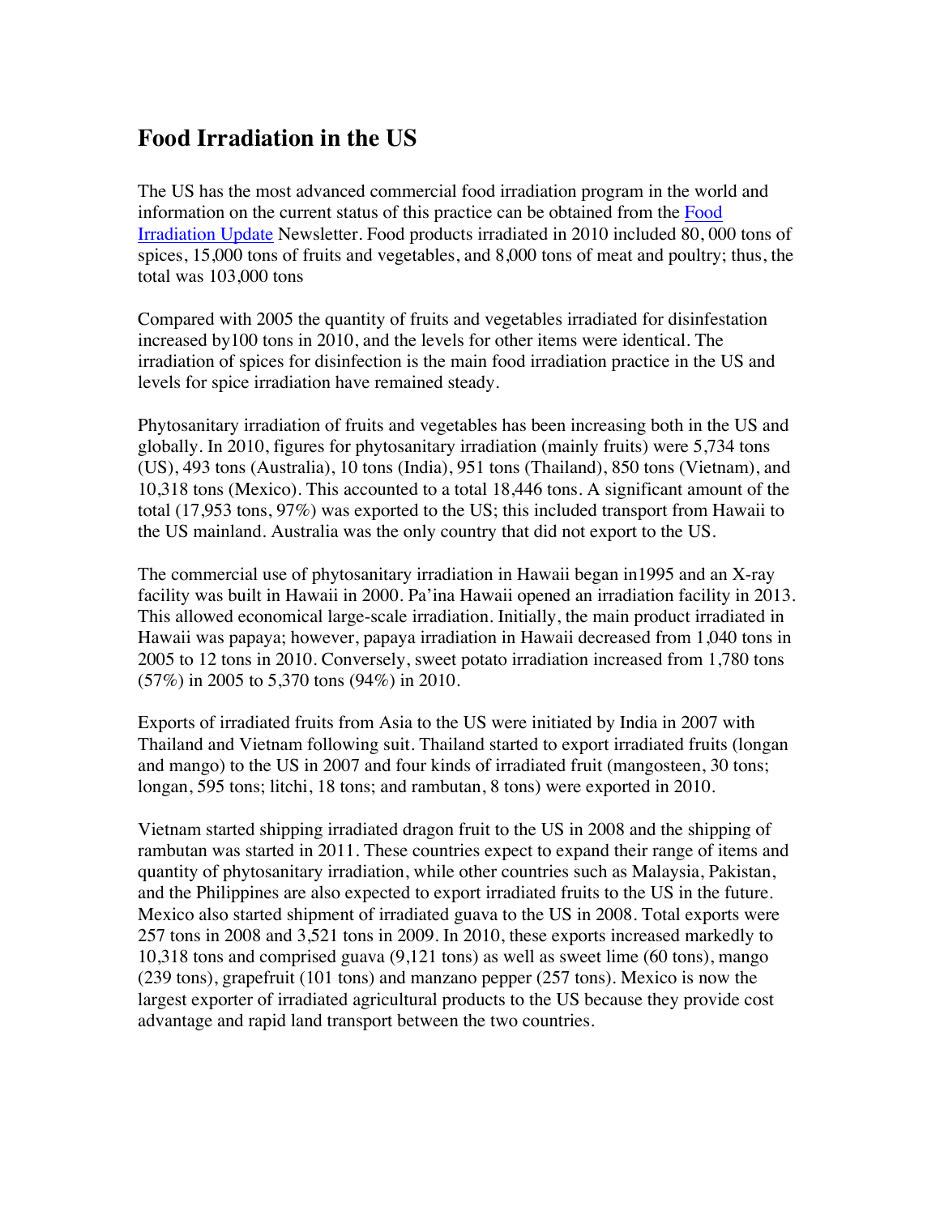# Food Irradiation in the US

The US has the most advanced commercial food irradiation program in the world and information on the current status of this practice can be obtained from the [Food Irradiation Update]() Newsletter. Food products irradiated in 2010 included 80, 000 tons of spices, 15,000 tons of fruits and vegetables, and 8,000 tons of meat and poultry; thus, the total was 103,000 tons

Compared with 2005 the quantity of fruits and vegetables irradiated for disinfestation increased by100 tons in 2010, and the levels for other items were identical. The irradiation of spices for disinfection is the main food irradiation practice in the US and levels for spice irradiation have remained steady.

Phytosanitary irradiation of fruits and vegetables has been increasing both in the US and globally. In 2010, figures for phytosanitary irradiation (mainly fruits) were 5,734 tons (US), 493 tons (Australia), 10 tons (India), 951 tons (Thailand), 850 tons (Vietnam), and 10,318 tons (Mexico). This accounted to a total 18,446 tons. A significant amount of the total (17,953 tons, 97%) was exported to the US; this included transport from Hawaii to the US mainland. Australia was the only country that did not export to the US.

The commercial use of phytosanitary irradiation in Hawaii began in1995 and an X-ray facility was built in Hawaii in 2000. Pa'ina Hawaii opened an irradiation facility in 2013. This allowed economical large-scale irradiation. Initially, the main product irradiated in Hawaii was papaya; however, papaya irradiation in Hawaii decreased from 1,040 tons in 2005 to 12 tons in 2010. Conversely, sweet potato irradiation increased from 1,780 tons (57%) in 2005 to 5,370 tons (94%) in 2010.

Exports of irradiated fruits from Asia to the US were initiated by India in 2007 with Thailand and Vietnam following suit. Thailand started to export irradiated fruits (longan and mango) to the US in 2007 and four kinds of irradiated fruit (mangosteen, 30 tons; longan, 595 tons; litchi, 18 tons; and rambutan, 8 tons) were exported in 2010.

Vietnam started shipping irradiated dragon fruit to the US in 2008 and the shipping of rambutan was started in 2011. These countries expect to expand their range of items and quantity of phytosanitary irradiation, while other countries such as Malaysia, Pakistan, and the Philippines are also expected to export irradiated fruits to the US in the future. Mexico also started shipment of irradiated guava to the US in 2008. Total exports were 257 tons in 2008 and 3,521 tons in 2009. In 2010, these exports increased markedly to 10,318 tons and comprised guava (9,121 tons) as well as sweet lime (60 tons), mango (239 tons), grapefruit (101 tons) and manzano pepper (257 tons). Mexico is now the largest exporter of irradiated agricultural products to the US because they provide cost advantage and rapid land transport between the two countries.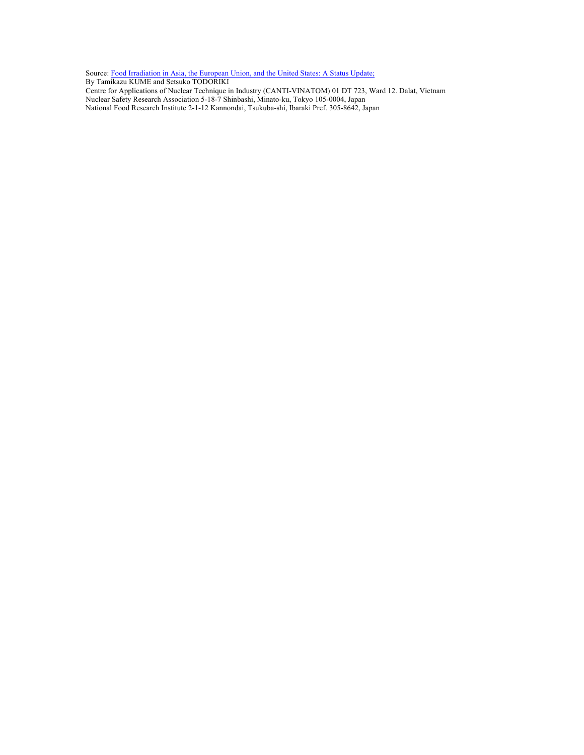Source: [Food Irradiation in Asia, the European Union, and the United States: A Status Update;]()
By Tamikazu KUME and Setsuko TODORIKI
Centre for Applications of Nuclear Technique in Industry (CANTI-VINATOM) 01 DT 723, Ward 12. Dalat, Vietnam
Nuclear Safety Research Association 5-18-7 Shinbashi, Minato-ku, Tokyo 105-0004, Japan
National Food Research Institute 2-1-12 Kannondai, Tsukuba-shi, Ibaraki Pref. 305-8642, Japan